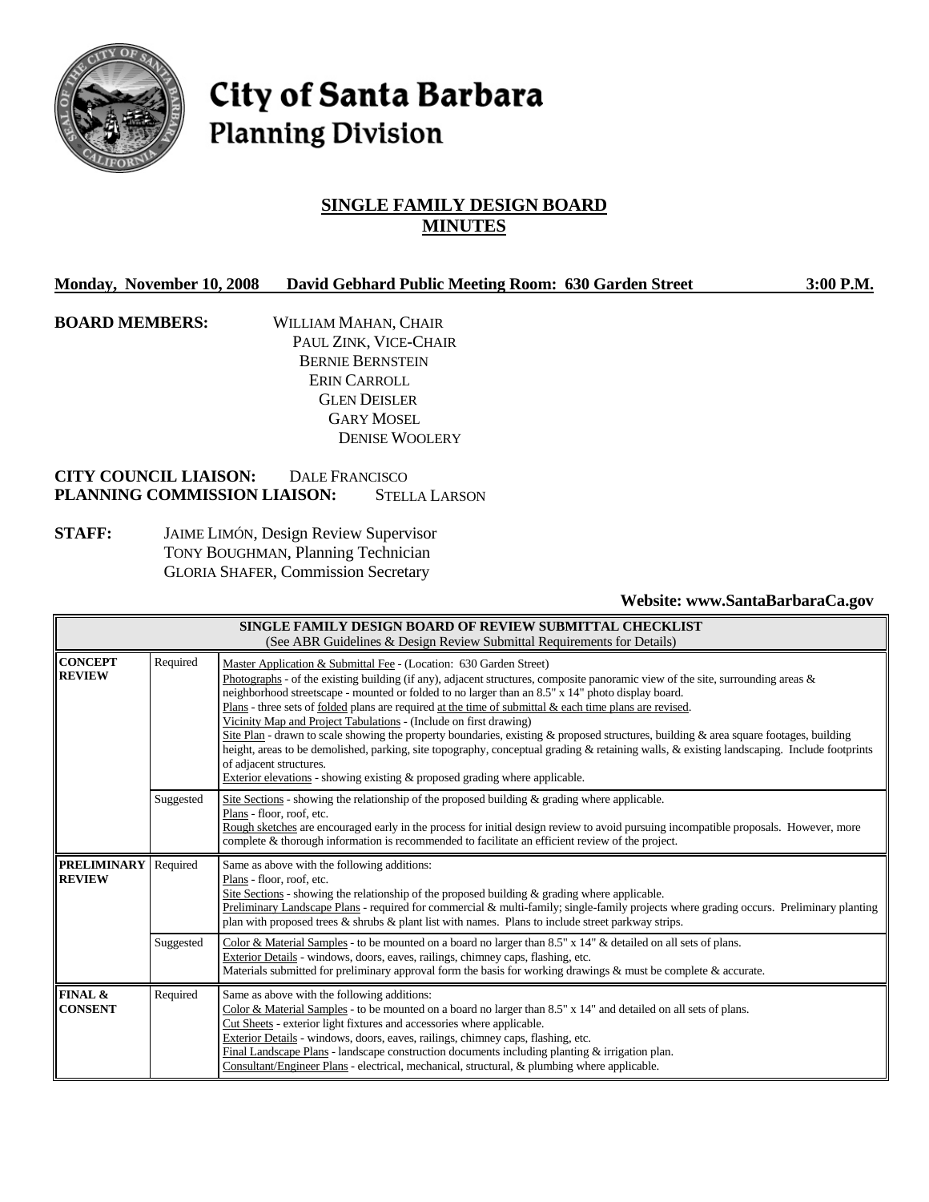# City of Santa Barbara
## Planning Division

## SINGLE FAMILY DESIGN BOARD MINUTES

**Monday, November 10, 2008 David Gebhard Public Meeting Room: 630 Garden Street 3:00 P.M.**

**BOARD MEMBERS:**
WILLIAM MAHAN, CHAIR
PAUL ZINK, VICE-CHAIR
BERNIE BERNSTEIN
ERIN CARROLL
GLEN DEISLER
GARY MOSEL
DENISE WOOLERY

**CITY COUNCIL LIAISON:** DALE FRANCISCO
**PLANNING COMMISSION LIAISON:** STELLA LARSON

**STAFF:**
JAIME LIMÓN, Design Review Supervisor
TONY BOUGHMAN, Planning Technician
GLORIA SHAFER, Commission Secretary

**Website: www.SantaBarbaraCa.gov**

| SINGLE FAMILY DESIGN BOARD OF REVIEW SUBMITTAL CHECKLIST (See ABR Guidelines & Design Review Submittal Requirements for Details) | | |
|---|---|---|
| **CONCEPT REVIEW** | Required | Master Application & Submittal Fee - (Location: 630 Garden Street)<br>Photographs - of the existing building (if any), adjacent structures, composite panoramic view of the site, surrounding areas & neighborhood streetscape - mounted or folded to no larger than an 8.5" x 14" photo display board.<br>Plans - three sets of folded plans are required at the time of submittal & each time plans are revised.<br>Vicinity Map and Project Tabulations - (Include on first drawing)<br>Site Plan - drawn to scale showing the property boundaries, existing & proposed structures, building & area square footages, building height, areas to be demolished, parking, site topography, conceptual grading & retaining walls, & existing landscaping. Include footprints of adjacent structures.<br>Exterior elevations - showing existing & proposed grading where applicable. |
| | Suggested | Site Sections - showing the relationship of the proposed building & grading where applicable.<br>Plans - floor, roof, etc.<br>Rough sketches are encouraged early in the process for initial design review to avoid pursuing incompatible proposals. However, more complete & thorough information is recommended to facilitate an efficient review of the project. |
| **PRELIMINARY REVIEW** | Required | Same as above with the following additions:<br>Plans - floor, roof, etc.<br>Site Sections - showing the relationship of the proposed building & grading where applicable.<br>Preliminary Landscape Plans - required for commercial & multi-family; single-family projects where grading occurs. Preliminary planting plan with proposed trees & shrubs & plant list with names. Plans to include street parkway strips. |
| | Suggested | Color & Material Samples - to be mounted on a board no larger than 8.5" x 14" & detailed on all sets of plans.<br>Exterior Details - windows, doors, eaves, railings, chimney caps, flashing, etc.<br>Materials submitted for preliminary approval form the basis for working drawings & must be complete & accurate. |
| **FINAL & CONSENT** | Required | Same as above with the following additions:<br>Color & Material Samples - to be mounted on a board no larger than 8.5" x 14" and detailed on all sets of plans.<br>Cut Sheets - exterior light fixtures and accessories where applicable.<br>Exterior Details - windows, doors, eaves, railings, chimney caps, flashing, etc.<br>Final Landscape Plans - landscape construction documents including planting & irrigation plan.<br>Consultant/Engineer Plans - electrical, mechanical, structural, & plumbing where applicable. |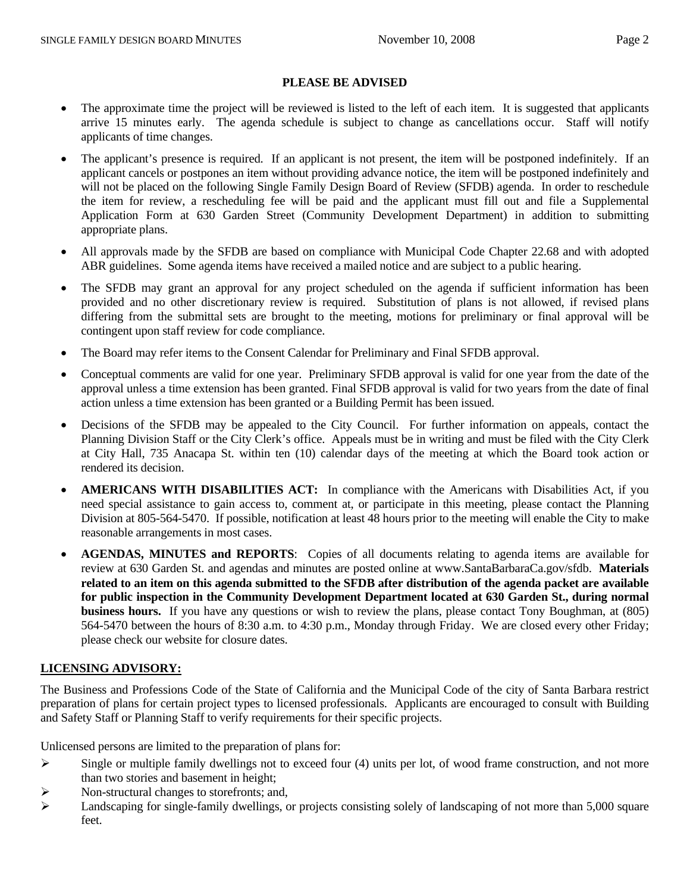## PLEASE BE ADVISED

- The approximate time the project will be reviewed is listed to the left of each item. It is suggested that applicants arrive 15 minutes early. The agenda schedule is subject to change as cancellations occur. Staff will notify applicants of time changes.
- The applicant's presence is required. If an applicant is not present, the item will be postponed indefinitely. If an applicant cancels or postpones an item without providing advance notice, the item will be postponed indefinitely and will not be placed on the following Single Family Design Board of Review (SFDB) agenda. In order to reschedule the item for review, a rescheduling fee will be paid and the applicant must fill out and file a Supplemental Application Form at 630 Garden Street (Community Development Department) in addition to submitting appropriate plans.
- All approvals made by the SFDB are based on compliance with Municipal Code Chapter 22.68 and with adopted ABR guidelines. Some agenda items have received a mailed notice and are subject to a public hearing.
- The SFDB may grant an approval for any project scheduled on the agenda if sufficient information has been provided and no other discretionary review is required. Substitution of plans is not allowed, if revised plans differing from the submittal sets are brought to the meeting, motions for preliminary or final approval will be contingent upon staff review for code compliance.
- The Board may refer items to the Consent Calendar for Preliminary and Final SFDB approval.
- Conceptual comments are valid for one year. Preliminary SFDB approval is valid for one year from the date of the approval unless a time extension has been granted. Final SFDB approval is valid for two years from the date of final action unless a time extension has been granted or a Building Permit has been issued.
- Decisions of the SFDB may be appealed to the City Council. For further information on appeals, contact the Planning Division Staff or the City Clerk's office. Appeals must be in writing and must be filed with the City Clerk at City Hall, 735 Anacapa St. within ten (10) calendar days of the meeting at which the Board took action or rendered its decision.
- **AMERICANS WITH DISABILITIES ACT:** In compliance with the Americans with Disabilities Act, if you need special assistance to gain access to, comment at, or participate in this meeting, please contact the Planning Division at 805-564-5470. If possible, notification at least 48 hours prior to the meeting will enable the City to make reasonable arrangements in most cases.
- **AGENDAS, MINUTES and REPORTS**: Copies of all documents relating to agenda items are available for review at 630 Garden St. and agendas and minutes are posted online at www.SantaBarbaraCa.gov/sfdb. **Materials related to an item on this agenda submitted to the SFDB after distribution of the agenda packet are available for public inspection in the Community Development Department located at 630 Garden St., during normal business hours.** If you have any questions or wish to review the plans, please contact Tony Boughman, at (805) 564-5470 between the hours of 8:30 a.m. to 4:30 p.m., Monday through Friday. We are closed every other Friday; please check our website for closure dates.

## LICENSING ADVISORY:

The Business and Professions Code of the State of California and the Municipal Code of the city of Santa Barbara restrict preparation of plans for certain project types to licensed professionals. Applicants are encouraged to consult with Building and Safety Staff or Planning Staff to verify requirements for their specific projects.

Unlicensed persons are limited to the preparation of plans for:

- Single or multiple family dwellings not to exceed four (4) units per lot, of wood frame construction, and not more than two stories and basement in height;
- Non-structural changes to storefronts; and,
- Landscaping for single-family dwellings, or projects consisting solely of landscaping of not more than 5,000 square feet.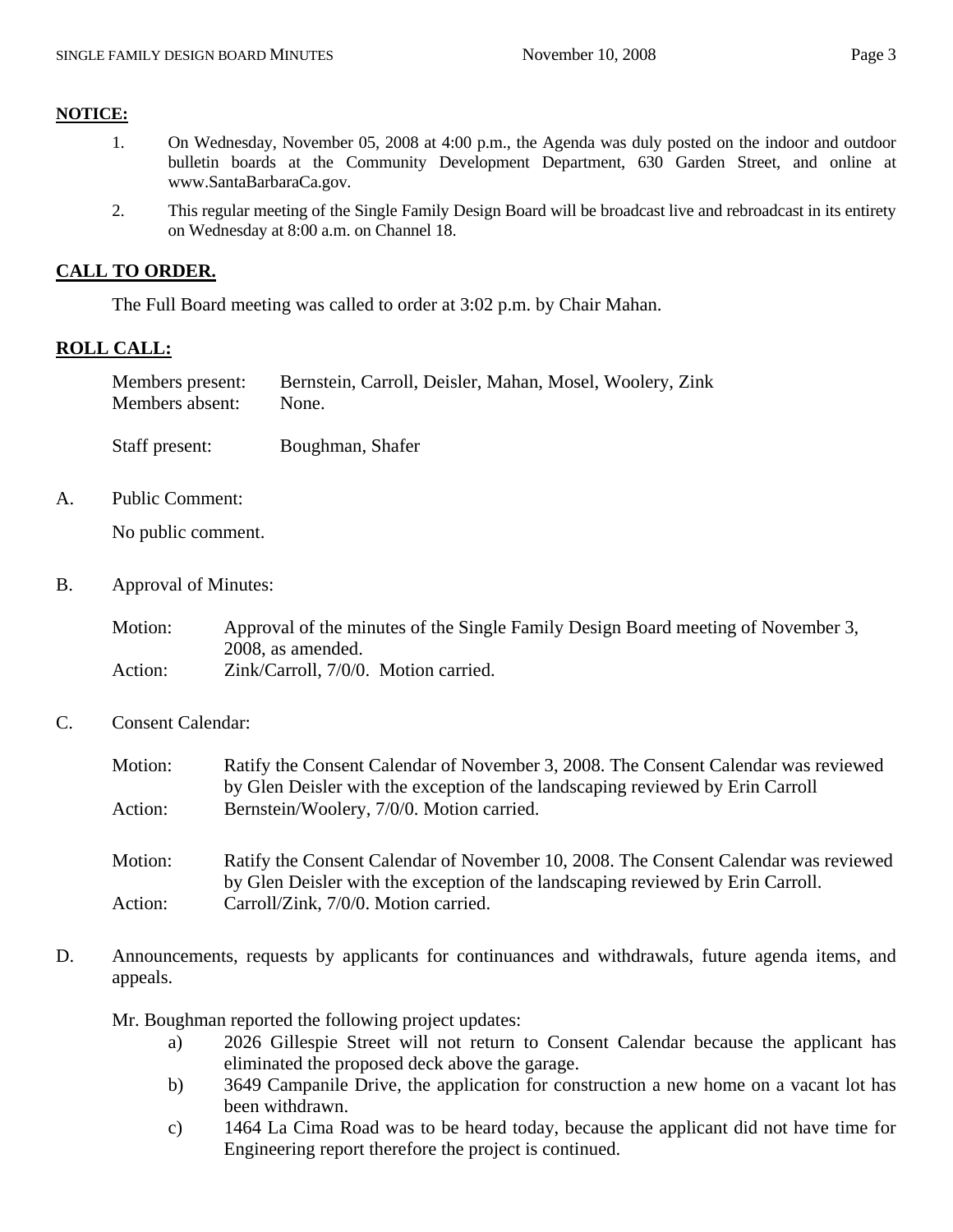**NOTICE:**

1. On Wednesday, November 05, 2008 at 4:00 p.m., the Agenda was duly posted on the indoor and outdoor bulletin boards at the Community Development Department, 630 Garden Street, and online at www.SantaBarbaraCa.gov.
2. This regular meeting of the Single Family Design Board will be broadcast live and rebroadcast in its entirety on Wednesday at 8:00 a.m. on Channel 18.

## CALL TO ORDER.

The Full Board meeting was called to order at 3:02 p.m. by Chair Mahan.

## ROLL CALL:

Members present: Bernstein, Carroll, Deisler, Mahan, Mosel, Woolery, Zink
Members absent: None.

Staff present: Boughman, Shafer

A. Public Comment:

No public comment.

B. Approval of Minutes:

Motion: Approval of the minutes of the Single Family Design Board meeting of November 3, 2008, as amended.
Action: Zink/Carroll, 7/0/0. Motion carried.

C. Consent Calendar:

Motion: Ratify the Consent Calendar of November 3, 2008. The Consent Calendar was reviewed by Glen Deisler with the exception of the landscaping reviewed by Erin Carroll
Action: Bernstein/Woolery, 7/0/0. Motion carried.

Motion: Ratify the Consent Calendar of November 10, 2008. The Consent Calendar was reviewed by Glen Deisler with the exception of the landscaping reviewed by Erin Carroll.
Action: Carroll/Zink, 7/0/0. Motion carried.

D. Announcements, requests by applicants for continuances and withdrawals, future agenda items, and appeals.

Mr. Boughman reported the following project updates:

a) 2026 Gillespie Street will not return to Consent Calendar because the applicant has eliminated the proposed deck above the garage.
b) 3649 Campanile Drive, the application for construction a new home on a vacant lot has been withdrawn.
c) 1464 La Cima Road was to be heard today, because the applicant did not have time for Engineering report therefore the project is continued.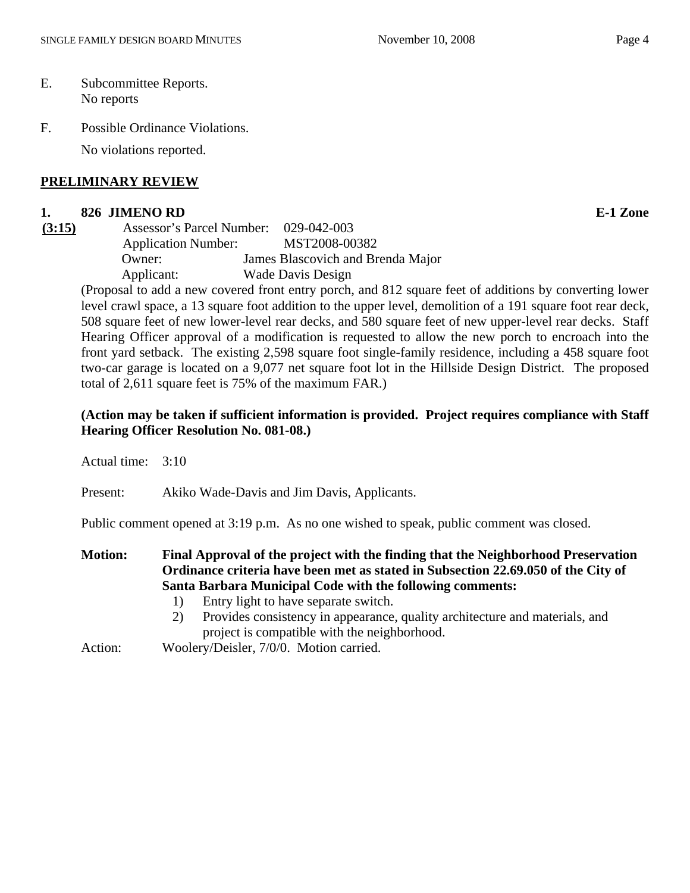E. Subcommittee Reports.
No reports

F. Possible Ordinance Violations.
No violations reported.

## PRELIMINARY REVIEW

**1. 826 JIMENO RD** **E-1 Zone**

**(3:15)**
Assessor's Parcel Number: 029-042-003
Application Number: MST2008-00382
Owner: James Blascovich and Brenda Major
Applicant: Wade Davis Design

(Proposal to add a new covered front entry porch, and 812 square feet of additions by converting lower level crawl space, a 13 square foot addition to the upper level, demolition of a 191 square foot rear deck, 508 square feet of new lower-level rear decks, and 580 square feet of new upper-level rear decks. Staff Hearing Officer approval of a modification is requested to allow the new porch to encroach into the front yard setback. The existing 2,598 square foot single-family residence, including a 458 square foot two-car garage is located on a 9,077 net square foot lot in the Hillside Design District. The proposed total of 2,611 square feet is 75% of the maximum FAR.)

**(Action may be taken if sufficient information is provided. Project requires compliance with Staff Hearing Officer Resolution No. 081-08.)**

Actual time: 3:10

Present: Akiko Wade-Davis and Jim Davis, Applicants.

Public comment opened at 3:19 p.m. As no one wished to speak, public comment was closed.

**Motion: Final Approval of the project with the finding that the Neighborhood Preservation Ordinance criteria have been met as stated in Subsection 22.69.050 of the City of Santa Barbara Municipal Code with the following comments:**

1) Entry light to have separate switch.
2) Provides consistency in appearance, quality architecture and materials, and project is compatible with the neighborhood.

Action: Woolery/Deisler, 7/0/0. Motion carried.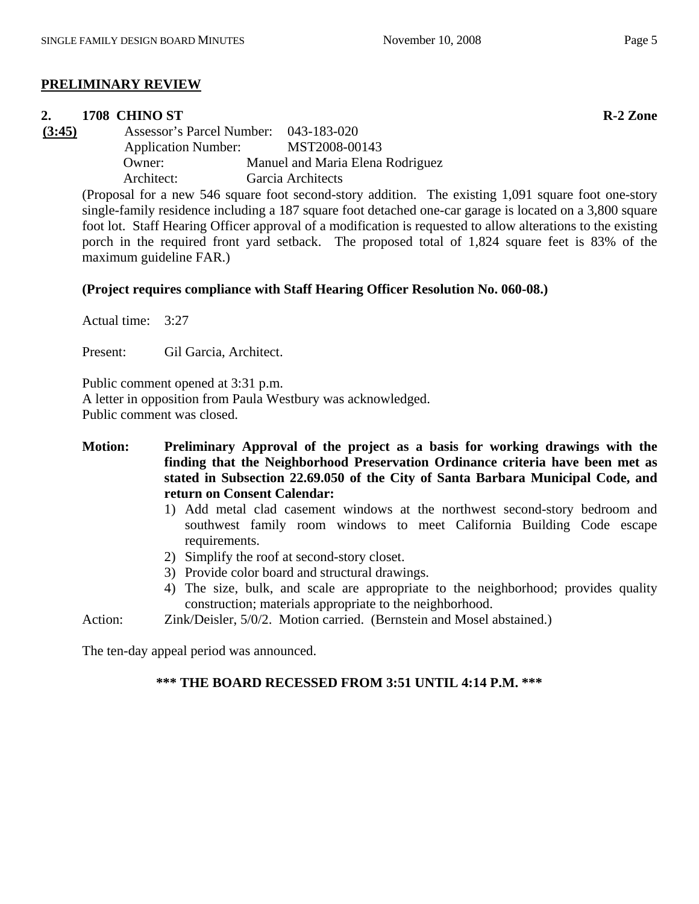## PRELIMINARY REVIEW

**2. 1708 CHINO ST** **R-2 Zone**

**(3:45)**

Assessor's Parcel Number: 043-183-020
Application Number: MST2008-00143
Owner: Manuel and Maria Elena Rodriguez
Architect: Garcia Architects

(Proposal for a new 546 square foot second-story addition. The existing 1,091 square foot one-story single-family residence including a 187 square foot detached one-car garage is located on a 3,800 square foot lot. Staff Hearing Officer approval of a modification is requested to allow alterations to the existing porch in the required front yard setback. The proposed total of 1,824 square feet is 83% of the maximum guideline FAR.)

**(Project requires compliance with Staff Hearing Officer Resolution No. 060-08.)**

Actual time: 3:27

Present: Gil Garcia, Architect.

Public comment opened at 3:31 p.m.
A letter in opposition from Paula Westbury was acknowledged.
Public comment was closed.

**Motion: Preliminary Approval of the project as a basis for working drawings with the finding that the Neighborhood Preservation Ordinance criteria have been met as stated in Subsection 22.69.050 of the City of Santa Barbara Municipal Code, and return on Consent Calendar:**

1) Add metal clad casement windows at the northwest second-story bedroom and southwest family room windows to meet California Building Code escape requirements.
2) Simplify the roof at second-story closet.
3) Provide color board and structural drawings.
4) The size, bulk, and scale are appropriate to the neighborhood; provides quality construction; materials appropriate to the neighborhood.

Action: Zink/Deisler, 5/0/2. Motion carried. (Bernstein and Mosel abstained.)

The ten-day appeal period was announced.

**\*\*\* THE BOARD RECESSED FROM 3:51 UNTIL 4:14 P.M. \*\*\***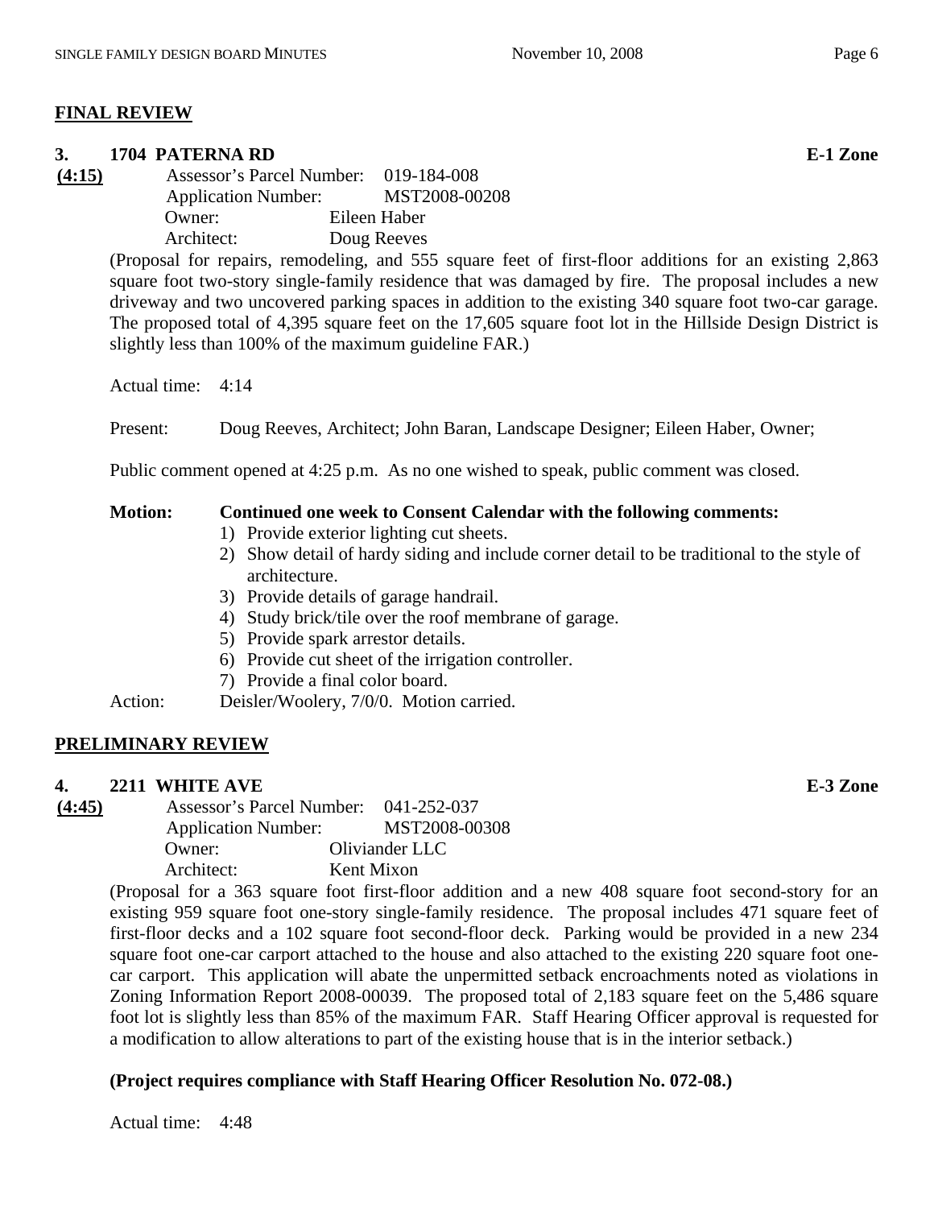## FINAL REVIEW

### 3. 1704 PATERNA RD — E-1 Zone

**(4:15)**

Assessor's Parcel Number: 019-184-008
Application Number: MST2008-00208
Owner: Eileen Haber
Architect: Doug Reeves

(Proposal for repairs, remodeling, and 555 square feet of first-floor additions for an existing 2,863 square foot two-story single-family residence that was damaged by fire. The proposal includes a new driveway and two uncovered parking spaces in addition to the existing 340 square foot two-car garage. The proposed total of 4,395 square feet on the 17,605 square foot lot in the Hillside Design District is slightly less than 100% of the maximum guideline FAR.)

Actual time: 4:14

Present: Doug Reeves, Architect; John Baran, Landscape Designer; Eileen Haber, Owner;

Public comment opened at 4:25 p.m. As no one wished to speak, public comment was closed.

**Motion: Continued one week to Consent Calendar with the following comments:**

1) Provide exterior lighting cut sheets.
2) Show detail of hardy siding and include corner detail to be traditional to the style of architecture.
3) Provide details of garage handrail.
4) Study brick/tile over the roof membrane of garage.
5) Provide spark arrestor details.
6) Provide cut sheet of the irrigation controller.
7) Provide a final color board.

Action: Deisler/Woolery, 7/0/0. Motion carried.

## PRELIMINARY REVIEW

### 4. 2211 WHITE AVE — E-3 Zone

**(4:45)**

Assessor's Parcel Number: 041-252-037
Application Number: MST2008-00308
Owner: Oliviander LLC
Architect: Kent Mixon

(Proposal for a 363 square foot first-floor addition and a new 408 square foot second-story for an existing 959 square foot one-story single-family residence. The proposal includes 471 square feet of first-floor decks and a 102 square foot second-floor deck. Parking would be provided in a new 234 square foot one-car carport attached to the house and also attached to the existing 220 square foot one-car carport. This application will abate the unpermitted setback encroachments noted as violations in Zoning Information Report 2008-00039. The proposed total of 2,183 square feet on the 5,486 square foot lot is slightly less than 85% of the maximum FAR. Staff Hearing Officer approval is requested for a modification to allow alterations to part of the existing house that is in the interior setback.)

**(Project requires compliance with Staff Hearing Officer Resolution No. 072-08.)**

Actual time: 4:48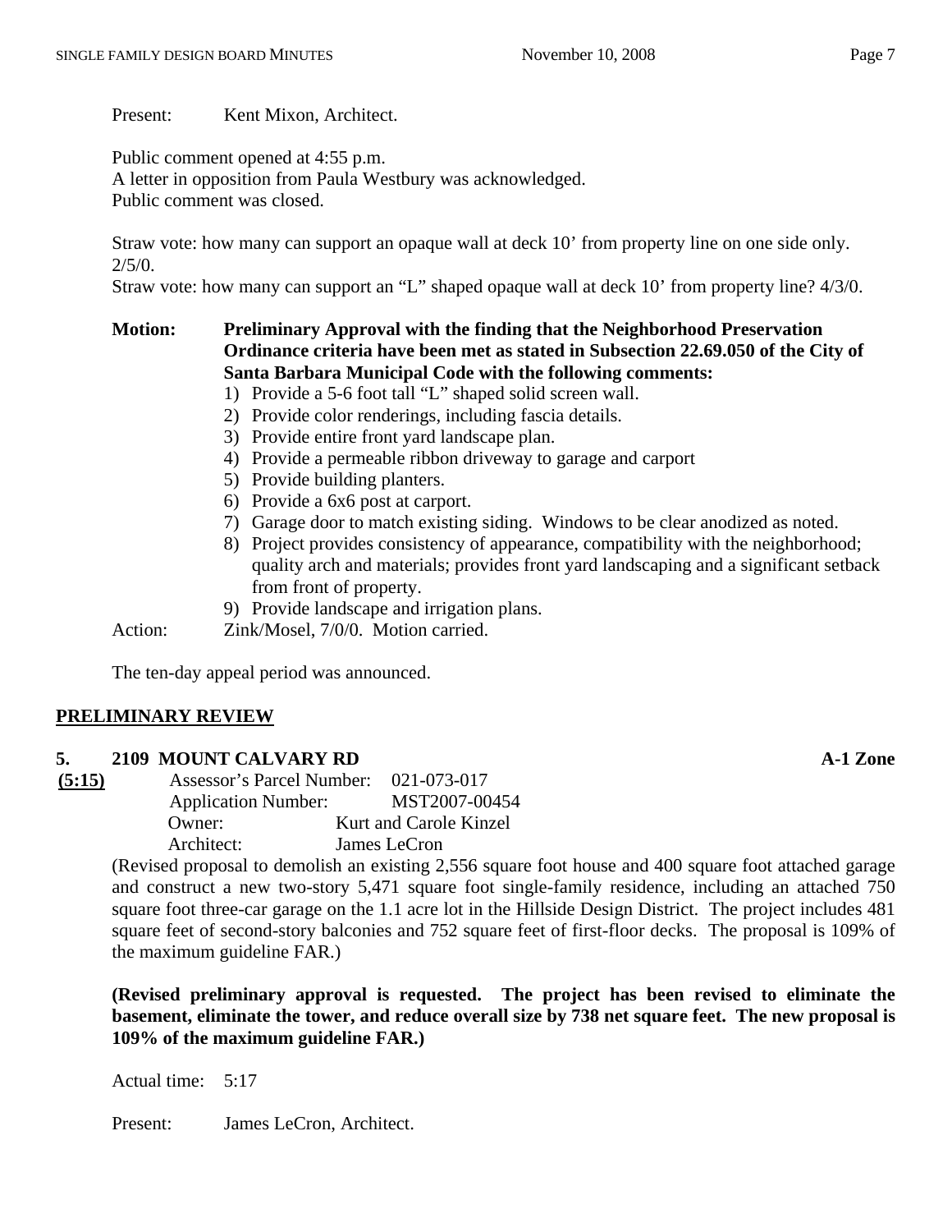Present: Kent Mixon, Architect.

Public comment opened at 4:55 p.m.
A letter in opposition from Paula Westbury was acknowledged.
Public comment was closed.

Straw vote: how many can support an opaque wall at deck 10' from property line on one side only. 2/5/0.
Straw vote: how many can support an "L" shaped opaque wall at deck 10' from property line? 4/3/0.

**Motion: Preliminary Approval with the finding that the Neighborhood Preservation Ordinance criteria have been met as stated in Subsection 22.69.050 of the City of Santa Barbara Municipal Code with the following comments:**

1) Provide a 5-6 foot tall "L" shaped solid screen wall.
2) Provide color renderings, including fascia details.
3) Provide entire front yard landscape plan.
4) Provide a permeable ribbon driveway to garage and carport
5) Provide building planters.
6) Provide a 6x6 post at carport.
7) Garage door to match existing siding. Windows to be clear anodized as noted.
8) Project provides consistency of appearance, compatibility with the neighborhood; quality arch and materials; provides front yard landscaping and a significant setback from front of property.
9) Provide landscape and irrigation plans.

Action: Zink/Mosel, 7/0/0. Motion carried.

The ten-day appeal period was announced.

## PRELIMINARY REVIEW

### 5. 2109 MOUNT CALVARY RD — A-1 Zone

**(5:15)**

Assessor's Parcel Number: 021-073-017
Application Number: MST2007-00454
Owner: Kurt and Carole Kinzel
Architect: James LeCron

(Revised proposal to demolish an existing 2,556 square foot house and 400 square foot attached garage and construct a new two-story 5,471 square foot single-family residence, including an attached 750 square foot three-car garage on the 1.1 acre lot in the Hillside Design District. The project includes 481 square feet of second-story balconies and 752 square feet of first-floor decks. The proposal is 109% of the maximum guideline FAR.)

**(Revised preliminary approval is requested. The project has been revised to eliminate the basement, eliminate the tower, and reduce overall size by 738 net square feet. The new proposal is 109% of the maximum guideline FAR.)**

Actual time: 5:17

Present: James LeCron, Architect.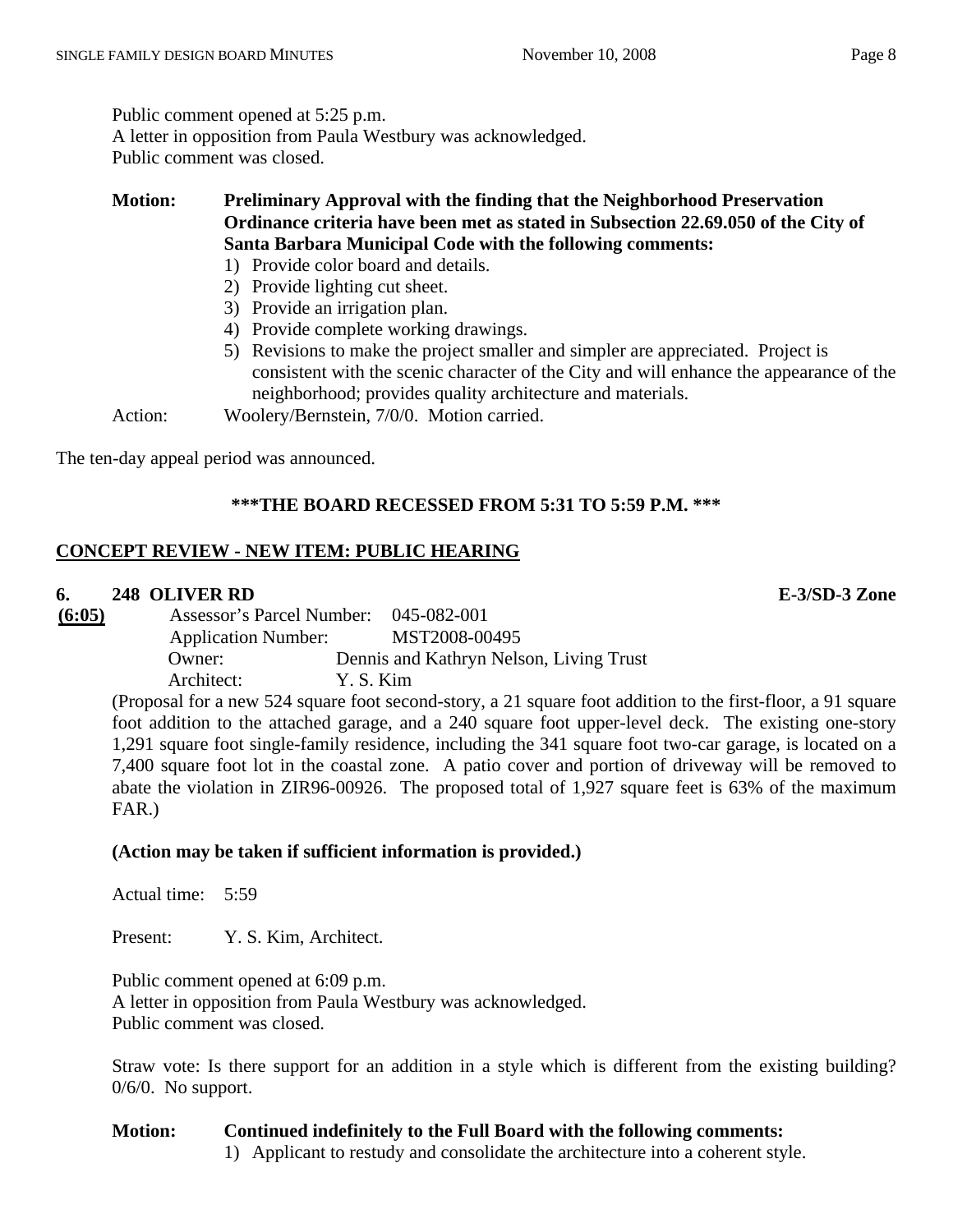Public comment opened at 5:25 p.m.
A letter in opposition from Paula Westbury was acknowledged.
Public comment was closed.

**Motion: Preliminary Approval with the finding that the Neighborhood Preservation Ordinance criteria have been met as stated in Subsection 22.69.050 of the City of Santa Barbara Municipal Code with the following comments:**

1) Provide color board and details.
2) Provide lighting cut sheet.
3) Provide an irrigation plan.
4) Provide complete working drawings.
5) Revisions to make the project smaller and simpler are appreciated. Project is consistent with the scenic character of the City and will enhance the appearance of the neighborhood; provides quality architecture and materials.

Action: Woolery/Bernstein, 7/0/0. Motion carried.

The ten-day appeal period was announced.

**\*\*\*THE BOARD RECESSED FROM 5:31 TO 5:59 P.M. \*\*\***

**CONCEPT REVIEW - NEW ITEM: PUBLIC HEARING**

**6. 248 OLIVER RD** **E-3/SD-3 Zone**

**(6:05)**

Assessor's Parcel Number: 045-082-001
Application Number: MST2008-00495
Owner: Dennis and Kathryn Nelson, Living Trust
Architect: Y. S. Kim

(Proposal for a new 524 square foot second-story, a 21 square foot addition to the first-floor, a 91 square foot addition to the attached garage, and a 240 square foot upper-level deck. The existing one-story 1,291 square foot single-family residence, including the 341 square foot two-car garage, is located on a 7,400 square foot lot in the coastal zone. A patio cover and portion of driveway will be removed to abate the violation in ZIR96-00926. The proposed total of 1,927 square feet is 63% of the maximum FAR.)

**(Action may be taken if sufficient information is provided.)**

Actual time: 5:59

Present: Y. S. Kim, Architect.

Public comment opened at 6:09 p.m.
A letter in opposition from Paula Westbury was acknowledged.
Public comment was closed.

Straw vote: Is there support for an addition in a style which is different from the existing building? 0/6/0. No support.

**Motion: Continued indefinitely to the Full Board with the following comments:**

1) Applicant to restudy and consolidate the architecture into a coherent style.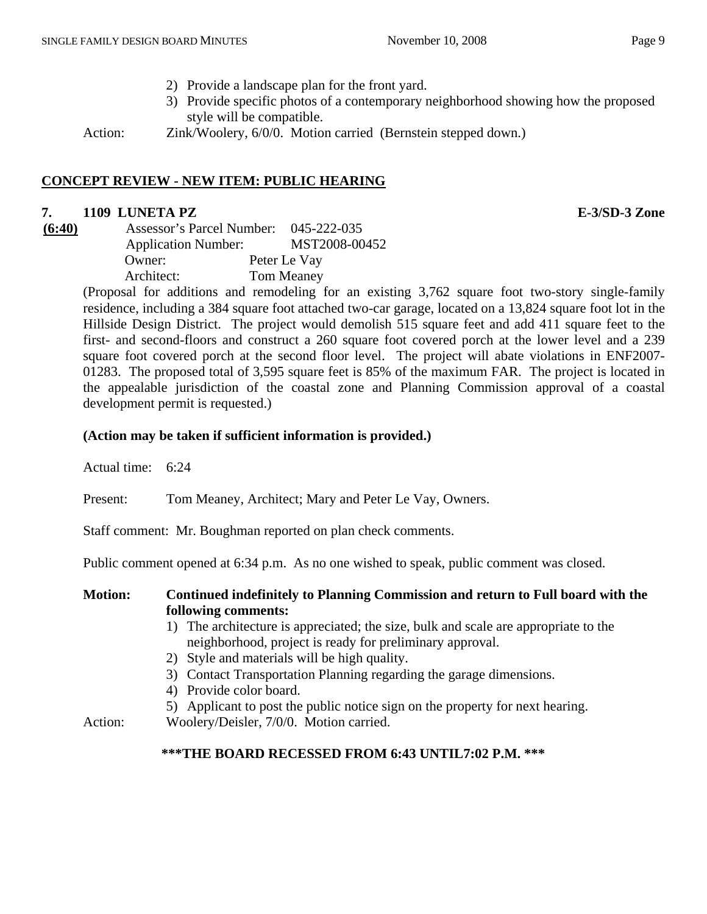2) Provide a landscape plan for the front yard.
3) Provide specific photos of a contemporary neighborhood showing how the proposed style will be compatible.

Action: Zink/Woolery, 6/0/0. Motion carried (Bernstein stepped down.)

## CONCEPT REVIEW - NEW ITEM: PUBLIC HEARING

**7. 1109 LUNETA PZ** **E-3/SD-3 Zone**

**(6:40)**

Assessor's Parcel Number: 045-222-035
Application Number: MST2008-00452
Owner: Peter Le Vay
Architect: Tom Meaney

(Proposal for additions and remodeling for an existing 3,762 square foot two-story single-family residence, including a 384 square foot attached two-car garage, located on a 13,824 square foot lot in the Hillside Design District. The project would demolish 515 square feet and add 411 square feet to the first- and second-floors and construct a 260 square foot covered porch at the lower level and a 239 square foot covered porch at the second floor level. The project will abate violations in ENF2007-01283. The proposed total of 3,595 square feet is 85% of the maximum FAR. The project is located in the appealable jurisdiction of the coastal zone and Planning Commission approval of a coastal development permit is requested.)

**(Action may be taken if sufficient information is provided.)**

Actual time: 6:24

Present: Tom Meaney, Architect; Mary and Peter Le Vay, Owners.

Staff comment: Mr. Boughman reported on plan check comments.

Public comment opened at 6:34 p.m. As no one wished to speak, public comment was closed.

**Motion: Continued indefinitely to Planning Commission and return to Full board with the following comments:**

1) The architecture is appreciated; the size, bulk and scale are appropriate to the neighborhood, project is ready for preliminary approval.
2) Style and materials will be high quality.
3) Contact Transportation Planning regarding the garage dimensions.
4) Provide color board.
5) Applicant to post the public notice sign on the property for next hearing.

Action: Woolery/Deisler, 7/0/0. Motion carried.

**\*\*\*THE BOARD RECESSED FROM 6:43 UNTIL7:02 P.M. \*\*\***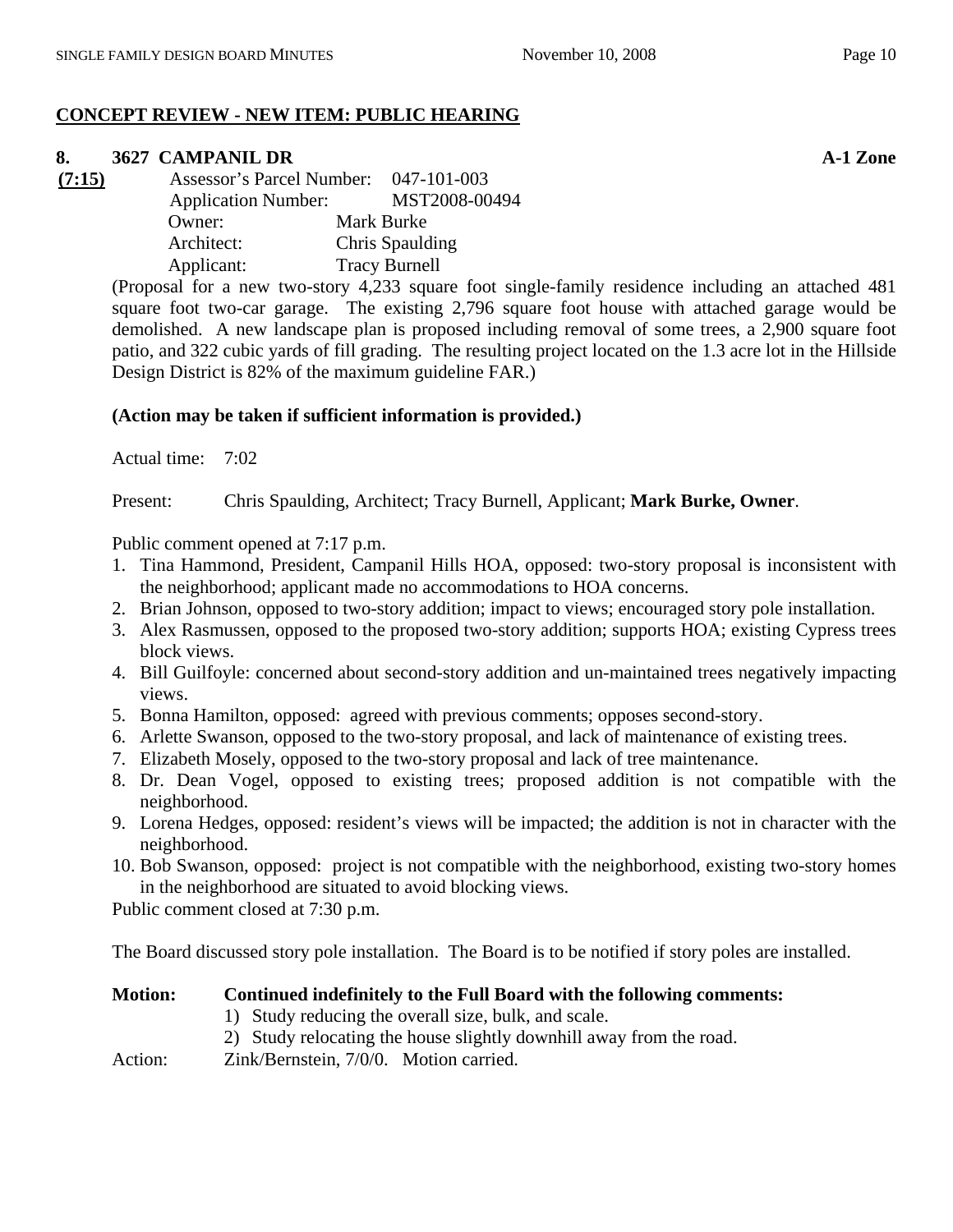**CONCEPT REVIEW - NEW ITEM: PUBLIC HEARING**

**8. 3627 CAMPANIL DR** **A-1 Zone**

**(7:15)**
Assessor's Parcel Number: 047-101-003
Application Number: MST2008-00494
Owner: Mark Burke
Architect: Chris Spaulding
Applicant: Tracy Burnell

(Proposal for a new two-story 4,233 square foot single-family residence including an attached 481 square foot two-car garage. The existing 2,796 square foot house with attached garage would be demolished. A new landscape plan is proposed including removal of some trees, a 2,900 square foot patio, and 322 cubic yards of fill grading. The resulting project located on the 1.3 acre lot in the Hillside Design District is 82% of the maximum guideline FAR.)

**(Action may be taken if sufficient information is provided.)**

Actual time: 7:02

Present: Chris Spaulding, Architect; Tracy Burnell, Applicant; **Mark Burke, Owner**.

Public comment opened at 7:17 p.m.

1. Tina Hammond, President, Campanil Hills HOA, opposed: two-story proposal is inconsistent with the neighborhood; applicant made no accommodations to HOA concerns.
2. Brian Johnson, opposed to two-story addition; impact to views; encouraged story pole installation.
3. Alex Rasmussen, opposed to the proposed two-story addition; supports HOA; existing Cypress trees block views.
4. Bill Guilfoyle: concerned about second-story addition and un-maintained trees negatively impacting views.
5. Bonna Hamilton, opposed: agreed with previous comments; opposes second-story.
6. Arlette Swanson, opposed to the two-story proposal, and lack of maintenance of existing trees.
7. Elizabeth Mosely, opposed to the two-story proposal and lack of tree maintenance.
8. Dr. Dean Vogel, opposed to existing trees; proposed addition is not compatible with the neighborhood.
9. Lorena Hedges, opposed: resident's views will be impacted; the addition is not in character with the neighborhood.
10. Bob Swanson, opposed: project is not compatible with the neighborhood, existing two-story homes in the neighborhood are situated to avoid blocking views.

Public comment closed at 7:30 p.m.

The Board discussed story pole installation. The Board is to be notified if story poles are installed.

**Motion: Continued indefinitely to the Full Board with the following comments:**
1) Study reducing the overall size, bulk, and scale.
2) Study relocating the house slightly downhill away from the road.

Action: Zink/Bernstein, 7/0/0. Motion carried.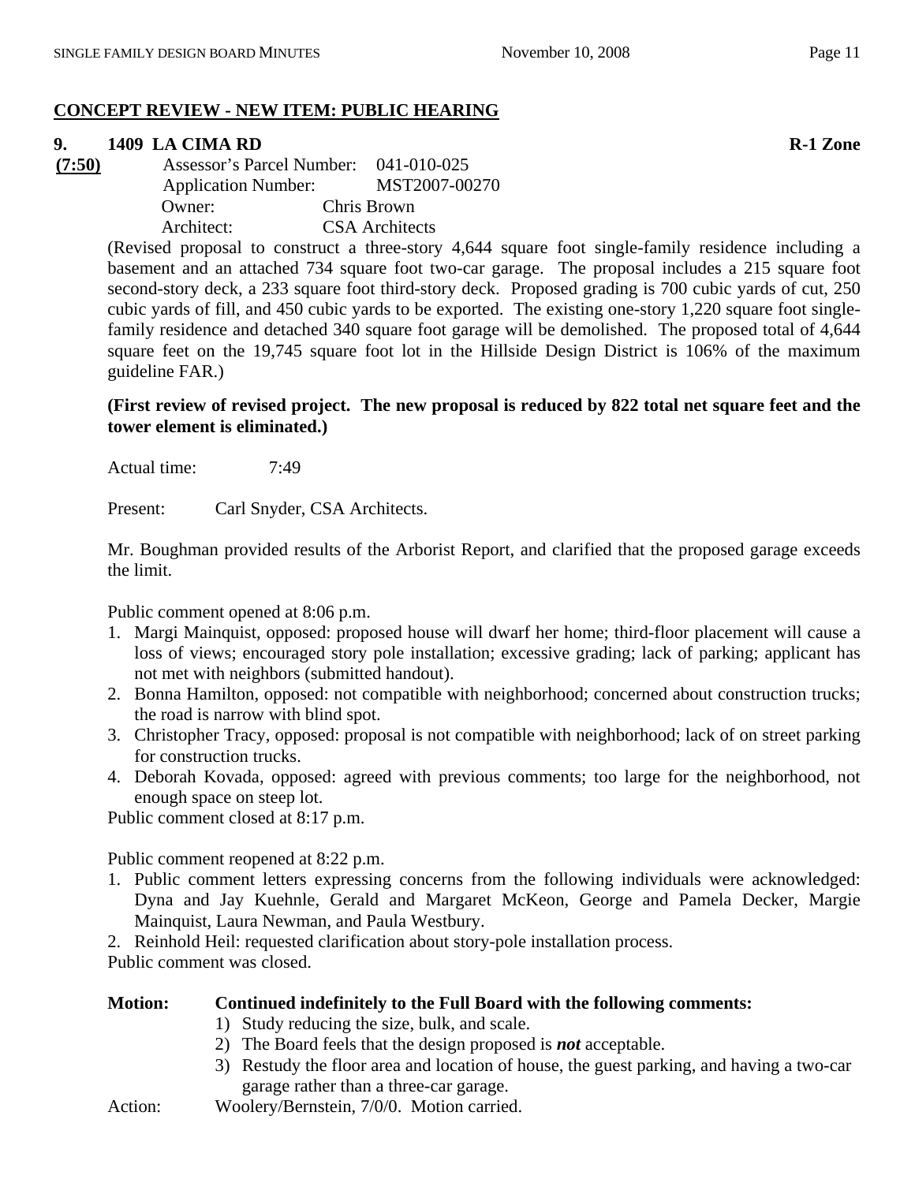## CONCEPT REVIEW - NEW ITEM: PUBLIC HEARING

**9. 1409 LA CIMA RD** **R-1 Zone**

**(7:50)**

Assessor's Parcel Number: 041-010-025
Application Number: MST2007-00270
Owner: Chris Brown
Architect: CSA Architects

(Revised proposal to construct a three-story 4,644 square foot single-family residence including a basement and an attached 734 square foot two-car garage. The proposal includes a 215 square foot second-story deck, a 233 square foot third-story deck. Proposed grading is 700 cubic yards of cut, 250 cubic yards of fill, and 450 cubic yards to be exported. The existing one-story 1,220 square foot single-family residence and detached 340 square foot garage will be demolished. The proposed total of 4,644 square feet on the 19,745 square foot lot in the Hillside Design District is 106% of the maximum guideline FAR.)

**(First review of revised project. The new proposal is reduced by 822 total net square feet and the tower element is eliminated.)**

Actual time: 7:49

Present: Carl Snyder, CSA Architects.

Mr. Boughman provided results of the Arborist Report, and clarified that the proposed garage exceeds the limit.

Public comment opened at 8:06 p.m.

1. Margi Mainquist, opposed: proposed house will dwarf her home; third-floor placement will cause a loss of views; encouraged story pole installation; excessive grading; lack of parking; applicant has not met with neighbors (submitted handout).
2. Bonna Hamilton, opposed: not compatible with neighborhood; concerned about construction trucks; the road is narrow with blind spot.
3. Christopher Tracy, opposed: proposal is not compatible with neighborhood; lack of on street parking for construction trucks.
4. Deborah Kovada, opposed: agreed with previous comments; too large for the neighborhood, not enough space on steep lot.

Public comment closed at 8:17 p.m.

Public comment reopened at 8:22 p.m.

1. Public comment letters expressing concerns from the following individuals were acknowledged: Dyna and Jay Kuehnle, Gerald and Margaret McKeon, George and Pamela Decker, Margie Mainquist, Laura Newman, and Paula Westbury.
2. Reinhold Heil: requested clarification about story-pole installation process.

Public comment was closed.

**Motion: Continued indefinitely to the Full Board with the following comments:**

1) Study reducing the size, bulk, and scale.
2) The Board feels that the design proposed is ***not*** acceptable.
3) Restudy the floor area and location of house, the guest parking, and having a two-car garage rather than a three-car garage.

Action: Woolery/Bernstein, 7/0/0. Motion carried.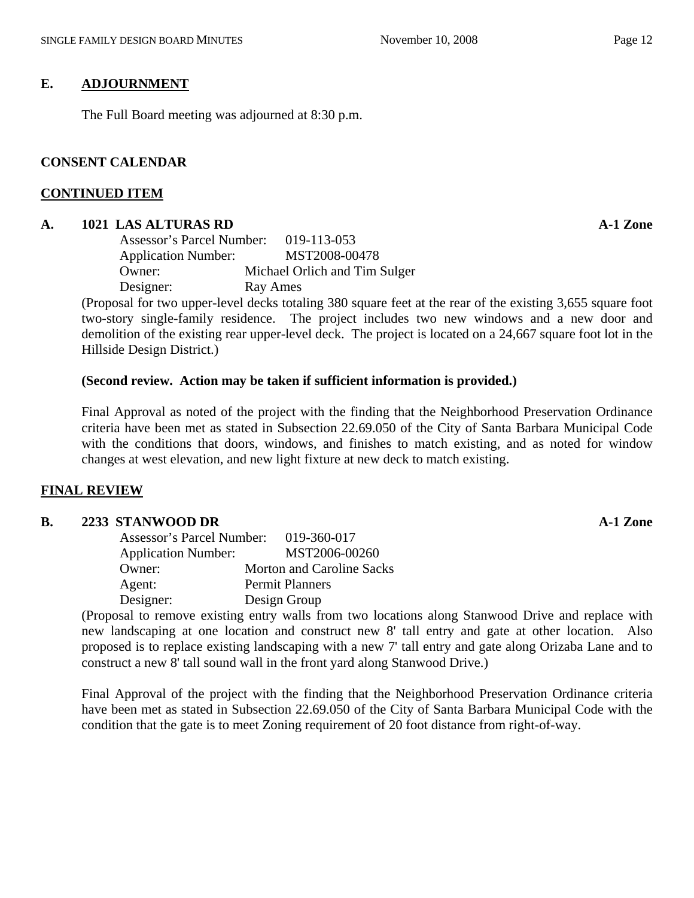## E. ADJOURNMENT

The Full Board meeting was adjourned at 8:30 p.m.

## CONSENT CALENDAR

## CONTINUED ITEM

### A. 1021 LAS ALTURAS RD — A-1 Zone

Assessor's Parcel Number: 019-113-053
Application Number: MST2008-00478
Owner: Michael Orlich and Tim Sulger
Designer: Ray Ames

(Proposal for two upper-level decks totaling 380 square feet at the rear of the existing 3,655 square foot two-story single-family residence. The project includes two new windows and a new door and demolition of the existing rear upper-level deck. The project is located on a 24,667 square foot lot in the Hillside Design District.)

**(Second review. Action may be taken if sufficient information is provided.)**

Final Approval as noted of the project with the finding that the Neighborhood Preservation Ordinance criteria have been met as stated in Subsection 22.69.050 of the City of Santa Barbara Municipal Code with the conditions that doors, windows, and finishes to match existing, and as noted for window changes at west elevation, and new light fixture at new deck to match existing.

## FINAL REVIEW

### B. 2233 STANWOOD DR — A-1 Zone

Assessor's Parcel Number: 019-360-017
Application Number: MST2006-00260
Owner: Morton and Caroline Sacks
Agent: Permit Planners
Designer: Design Group

(Proposal to remove existing entry walls from two locations along Stanwood Drive and replace with new landscaping at one location and construct new 8' tall entry and gate at other location. Also proposed is to replace existing landscaping with a new 7' tall entry and gate along Orizaba Lane and to construct a new 8' tall sound wall in the front yard along Stanwood Drive.)

Final Approval of the project with the finding that the Neighborhood Preservation Ordinance criteria have been met as stated in Subsection 22.69.050 of the City of Santa Barbara Municipal Code with the condition that the gate is to meet Zoning requirement of 20 foot distance from right-of-way.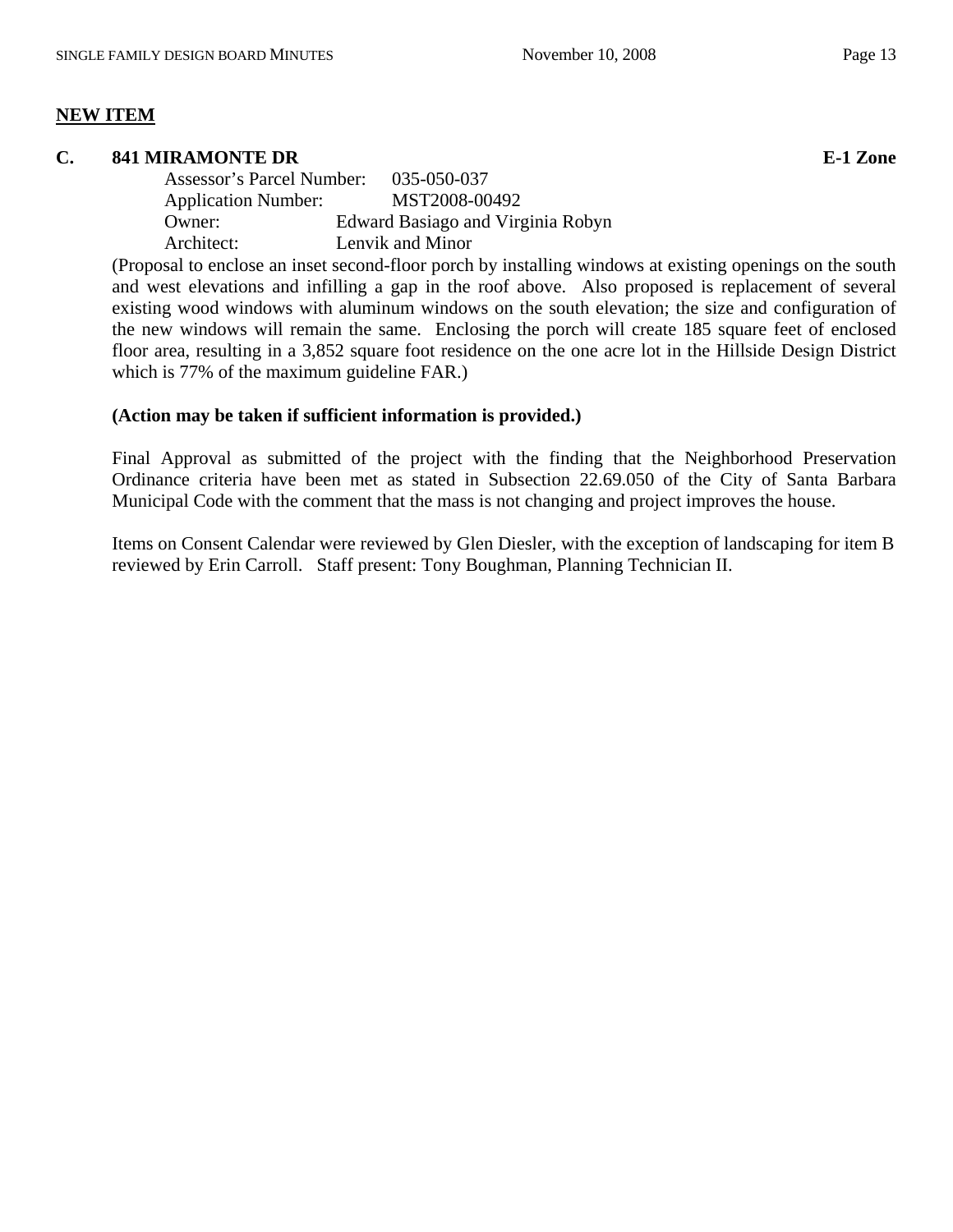**NEW ITEM**

**C. 841 MIRAMONTE DR** **E-1 Zone**

Assessor's Parcel Number: 035-050-037
Application Number: MST2008-00492
Owner: Edward Basiago and Virginia Robyn
Architect: Lenvik and Minor

(Proposal to enclose an inset second-floor porch by installing windows at existing openings on the south and west elevations and infilling a gap in the roof above. Also proposed is replacement of several existing wood windows with aluminum windows on the south elevation; the size and configuration of the new windows will remain the same. Enclosing the porch will create 185 square feet of enclosed floor area, resulting in a 3,852 square foot residence on the one acre lot in the Hillside Design District which is 77% of the maximum guideline FAR.)

**(Action may be taken if sufficient information is provided.)**

Final Approval as submitted of the project with the finding that the Neighborhood Preservation Ordinance criteria have been met as stated in Subsection 22.69.050 of the City of Santa Barbara Municipal Code with the comment that the mass is not changing and project improves the house.

Items on Consent Calendar were reviewed by Glen Diesler, with the exception of landscaping for item B reviewed by Erin Carroll. Staff present: Tony Boughman, Planning Technician II.